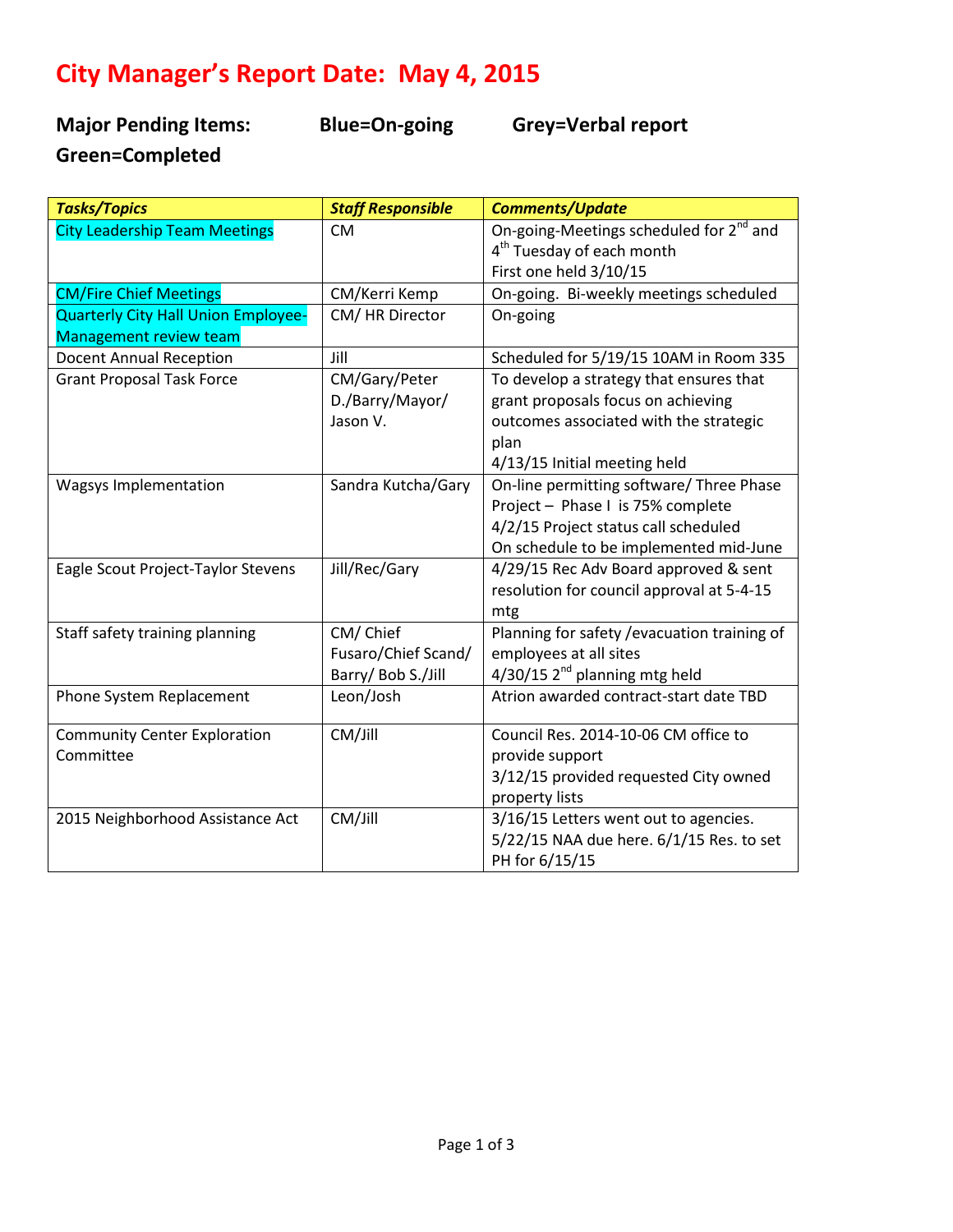# City Manager's Report Date: May 4, 2015

**Major Pending Items: Blue=On-going Grey=Verbal report Green=Completed**

| ***Tasks/Topics*** | ***Staff Responsible*** | ***Comments/Update*** |
|---|---|---|
| City Leadership Team Meetings | CM | On-going-Meetings scheduled for 2nd and 4th Tuesday of each month<br>First one held 3/10/15 |
| CM/Fire Chief Meetings | CM/Kerri Kemp | On-going. Bi-weekly meetings scheduled |
| Quarterly City Hall Union Employee-Management review team | CM/ HR Director | On-going |
| Docent Annual Reception | Jill | Scheduled for 5/19/15 10AM in Room 335 |
| Grant Proposal Task Force | CM/Gary/Peter D./Barry/Mayor/ Jason V. | To develop a strategy that ensures that grant proposals focus on achieving outcomes associated with the strategic plan<br>4/13/15 Initial meeting held |
| Wagsys Implementation | Sandra Kutcha/Gary | On-line permitting software/ Three Phase Project – Phase I is 75% complete<br>4/2/15 Project status call scheduled<br>On schedule to be implemented mid-June |
| Eagle Scout Project-Taylor Stevens | Jill/Rec/Gary | 4/29/15 Rec Adv Board approved & sent resolution for council approval at 5-4-15 mtg |
| Staff safety training planning | CM/ Chief Fusaro/Chief Scand/ Barry/ Bob S./Jill | Planning for safety /evacuation training of employees at all sites<br>4/30/15 2nd planning mtg held |
| Phone System Replacement | Leon/Josh | Atrion awarded contract-start date TBD |
| Community Center Exploration Committee | CM/Jill | Council Res. 2014-10-06 CM office to provide support<br>3/12/15 provided requested City owned property lists |
| 2015 Neighborhood Assistance Act | CM/Jill | 3/16/15 Letters went out to agencies. 5/22/15 NAA due here. 6/1/15 Res. to set PH for 6/15/15 |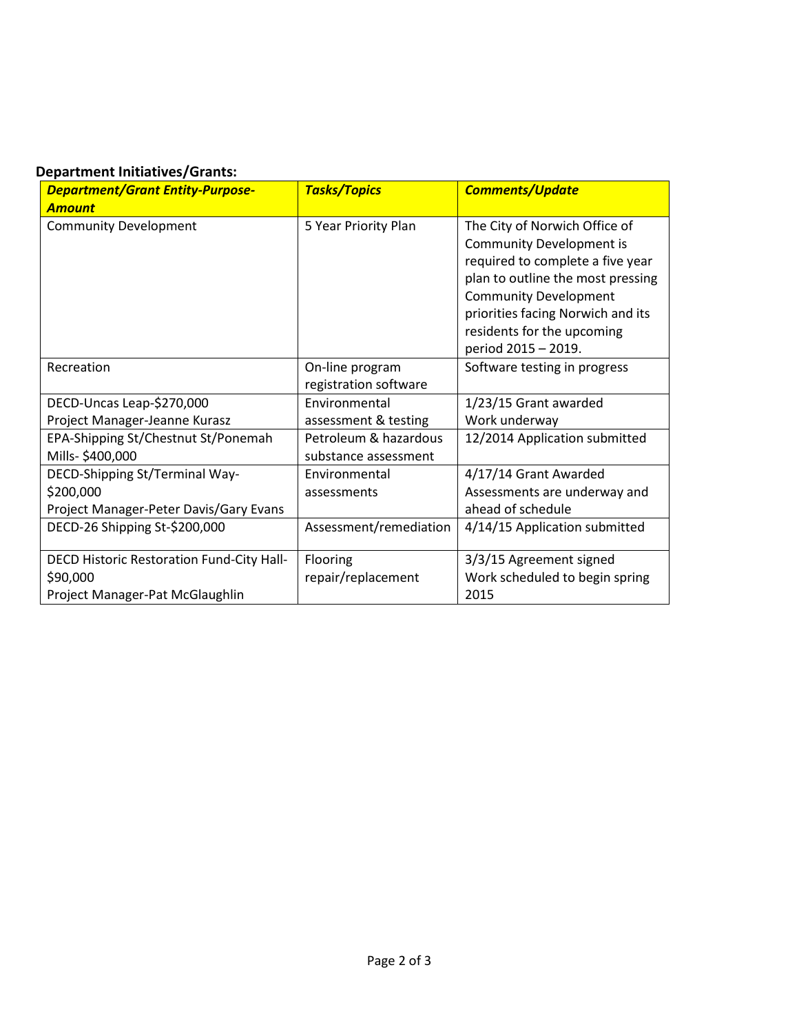**Department Initiatives/Grants:**

| ***Department/Grant Entity-Purpose-Amount*** | ***Tasks/Topics*** | ***Comments/Update*** |
|---|---|---|
| Community Development | 5 Year Priority Plan | The City of Norwich Office of Community Development is required to complete a five year plan to outline the most pressing Community Development priorities facing Norwich and its residents for the upcoming period 2015 – 2019. |
| Recreation | On-line program registration software | Software testing in progress |
| DECD-Uncas Leap-$270,000<br>Project Manager-Jeanne Kurasz | Environmental assessment & testing | 1/23/15 Grant awarded<br>Work underway |
| EPA-Shipping St/Chestnut St/Ponemah Mills- $400,000 | Petroleum & hazardous substance assessment | 12/2014 Application submitted |
| DECD-Shipping St/Terminal Way-$200,000<br>Project Manager-Peter Davis/Gary Evans | Environmental assessments | 4/17/14 Grant Awarded<br>Assessments are underway and ahead of schedule |
| DECD-26 Shipping St-$200,000 | Assessment/remediation | 4/14/15 Application submitted |
| DECD Historic Restoration Fund-City Hall-$90,000<br>Project Manager-Pat McGlaughlin | Flooring repair/replacement | 3/3/15 Agreement signed<br>Work scheduled to begin spring 2015 |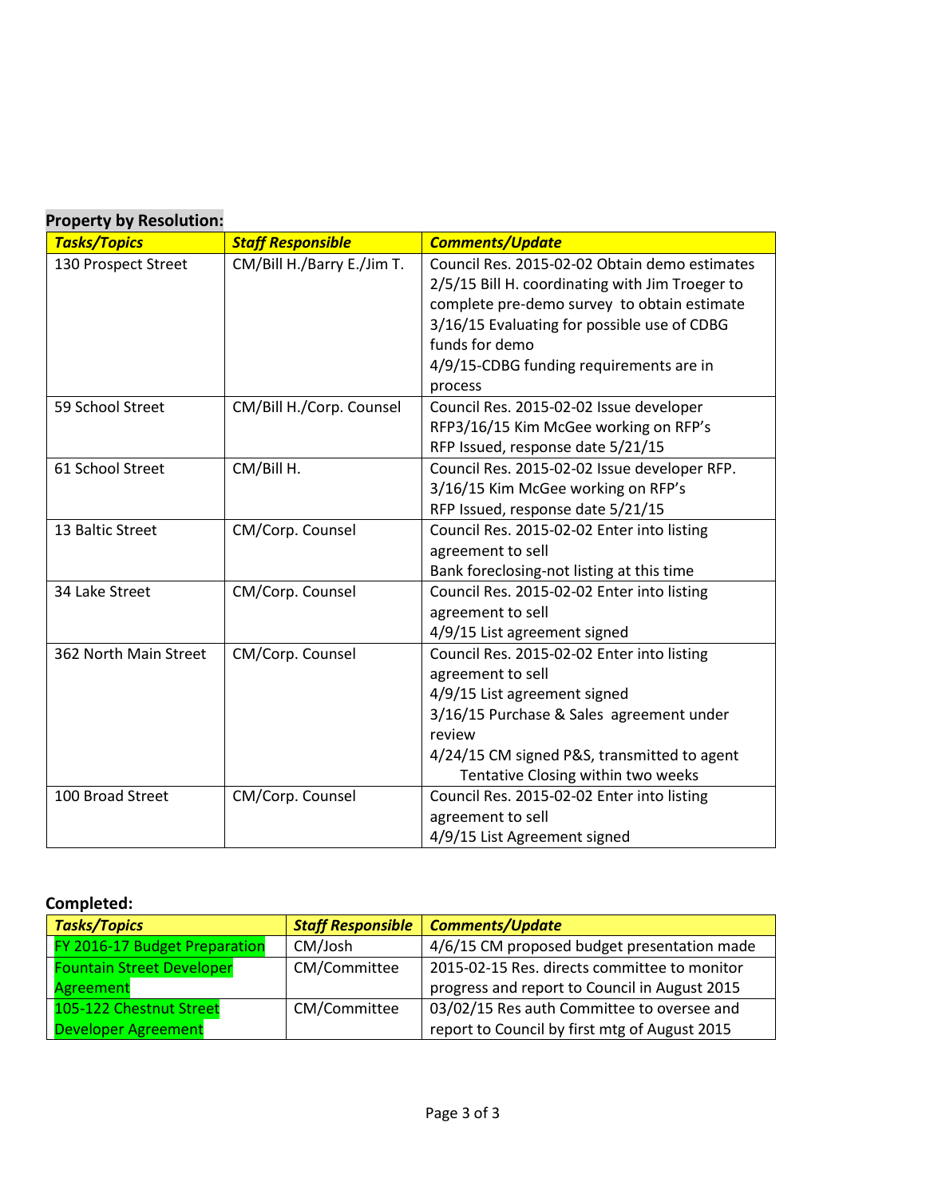**Property by Resolution:**

| *Tasks/Topics* | *Staff Responsible* | *Comments/Update* |
|---|---|---|
| 130 Prospect Street | CM/Bill H./Barry E./Jim T. | Council Res. 2015-02-02 Obtain demo estimates<br>2/5/15 Bill H. coordinating with Jim Troeger to complete pre-demo survey to obtain estimate<br>3/16/15 Evaluating for possible use of CDBG funds for demo<br>4/9/15-CDBG funding requirements are in process |
| 59 School Street | CM/Bill H./Corp. Counsel | Council Res. 2015-02-02 Issue developer RFP3/16/15 Kim McGee working on RFP's<br>RFP Issued, response date 5/21/15 |
| 61 School Street | CM/Bill H. | Council Res. 2015-02-02 Issue developer RFP.<br>3/16/15 Kim McGee working on RFP's<br>RFP Issued, response date 5/21/15 |
| 13 Baltic Street | CM/Corp. Counsel | Council Res. 2015-02-02 Enter into listing agreement to sell<br>Bank foreclosing-not listing at this time |
| 34 Lake Street | CM/Corp. Counsel | Council Res. 2015-02-02 Enter into listing agreement to sell<br>4/9/15 List agreement signed |
| 362 North Main Street | CM/Corp. Counsel | Council Res. 2015-02-02 Enter into listing agreement to sell<br>4/9/15 List agreement signed<br>3/16/15 Purchase & Sales agreement under review<br>4/24/15 CM signed P&S, transmitted to agent<br>Tentative Closing within two weeks |
| 100 Broad Street | CM/Corp. Counsel | Council Res. 2015-02-02 Enter into listing agreement to sell<br>4/9/15 List Agreement signed |

**Completed:**

| *Tasks/Topics* | *Staff Responsible* | *Comments/Update* |
|---|---|---|
| FY 2016-17 Budget Preparation | CM/Josh | 4/6/15 CM proposed budget presentation made |
| Fountain Street Developer Agreement | CM/Committee | 2015-02-15 Res. directs committee to monitor progress and report to Council in August 2015 |
| 105-122 Chestnut Street Developer Agreement | CM/Committee | 03/02/15 Res auth Committee to oversee and report to Council by first mtg of August 2015 |